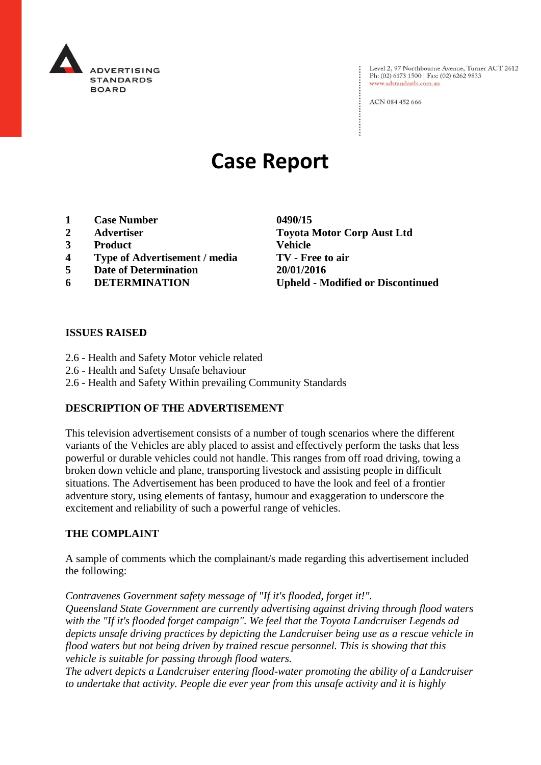ADVERTISING STANDARDS BOARD

Level 2, 97 Northbourne Avenue, Turner ACT 2612
Ph: (02) 6173 1500 | Fax: (02) 6262 9833
www.adstandards.com.au

ACN 084 452 666

# Case Report

| | | |
|---|---|---|
| **1** | **Case Number** | **0490/15** |
| **2** | **Advertiser** | **Toyota Motor Corp Aust Ltd** |
| **3** | **Product** | **Vehicle** |
| **4** | **Type of Advertisement / media** | **TV - Free to air** |
| **5** | **Date of Determination** | **20/01/2016** |
| **6** | **DETERMINATION** | **Upheld - Modified or Discontinued** |

## ISSUES RAISED

2.6 - Health and Safety Motor vehicle related
2.6 - Health and Safety Unsafe behaviour
2.6 - Health and Safety Within prevailing Community Standards

## DESCRIPTION OF THE ADVERTISEMENT

This television advertisement consists of a number of tough scenarios where the different variants of the Vehicles are ably placed to assist and effectively perform the tasks that less powerful or durable vehicles could not handle. This ranges from off road driving, towing a broken down vehicle and plane, transporting livestock and assisting people in difficult situations. The Advertisement has been produced to have the look and feel of a frontier adventure story, using elements of fantasy, humour and exaggeration to underscore the excitement and reliability of such a powerful range of vehicles.

## THE COMPLAINT

A sample of comments which the complainant/s made regarding this advertisement included the following:

*Contravenes Government safety message of "If it's flooded, forget it!".*
*Queensland State Government are currently advertising against driving through flood waters with the "If it's flooded forget campaign". We feel that the Toyota Landcruiser Legends ad depicts unsafe driving practices by depicting the Landcruiser being use as a rescue vehicle in flood waters but not being driven by trained rescue personnel. This is showing that this vehicle is suitable for passing through flood waters.*
*The advert depicts a Landcruiser entering flood-water promoting the ability of a Landcruiser to undertake that activity. People die ever year from this unsafe activity and it is highly*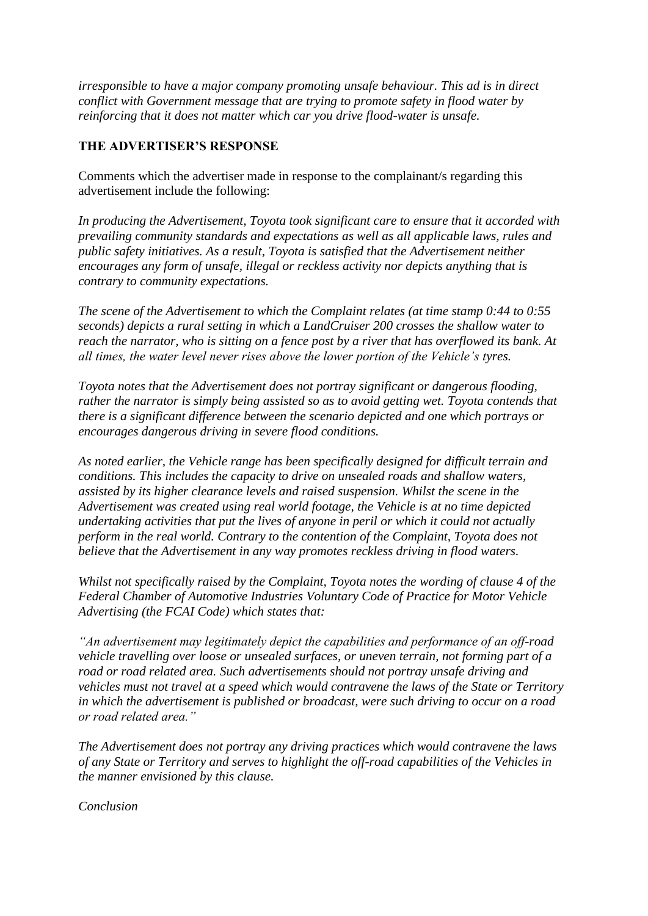*irresponsible to have a major company promoting unsafe behaviour. This ad is in direct conflict with Government message that are trying to promote safety in flood water by reinforcing that it does not matter which car you drive flood-water is unsafe.*

## THE ADVERTISER'S RESPONSE

Comments which the advertiser made in response to the complainant/s regarding this advertisement include the following:

*In producing the Advertisement, Toyota took significant care to ensure that it accorded with prevailing community standards and expectations as well as all applicable laws, rules and public safety initiatives. As a result, Toyota is satisfied that the Advertisement neither encourages any form of unsafe, illegal or reckless activity nor depicts anything that is contrary to community expectations.*

*The scene of the Advertisement to which the Complaint relates (at time stamp 0:44 to 0:55 seconds) depicts a rural setting in which a LandCruiser 200 crosses the shallow water to reach the narrator, who is sitting on a fence post by a river that has overflowed its bank. At all times, the water level never rises above the lower portion of the Vehicle's tyres.*

*Toyota notes that the Advertisement does not portray significant or dangerous flooding, rather the narrator is simply being assisted so as to avoid getting wet. Toyota contends that there is a significant difference between the scenario depicted and one which portrays or encourages dangerous driving in severe flood conditions.*

*As noted earlier, the Vehicle range has been specifically designed for difficult terrain and conditions. This includes the capacity to drive on unsealed roads and shallow waters, assisted by its higher clearance levels and raised suspension. Whilst the scene in the Advertisement was created using real world footage, the Vehicle is at no time depicted undertaking activities that put the lives of anyone in peril or which it could not actually perform in the real world. Contrary to the contention of the Complaint, Toyota does not believe that the Advertisement in any way promotes reckless driving in flood waters.*

*Whilst not specifically raised by the Complaint, Toyota notes the wording of clause 4 of the Federal Chamber of Automotive Industries Voluntary Code of Practice for Motor Vehicle Advertising (the FCAI Code) which states that:*

*"An advertisement may legitimately depict the capabilities and performance of an off-road vehicle travelling over loose or unsealed surfaces, or uneven terrain, not forming part of a road or road related area. Such advertisements should not portray unsafe driving and vehicles must not travel at a speed which would contravene the laws of the State or Territory in which the advertisement is published or broadcast, were such driving to occur on a road or road related area."*

*The Advertisement does not portray any driving practices which would contravene the laws of any State or Territory and serves to highlight the off-road capabilities of the Vehicles in the manner envisioned by this clause.*

*Conclusion*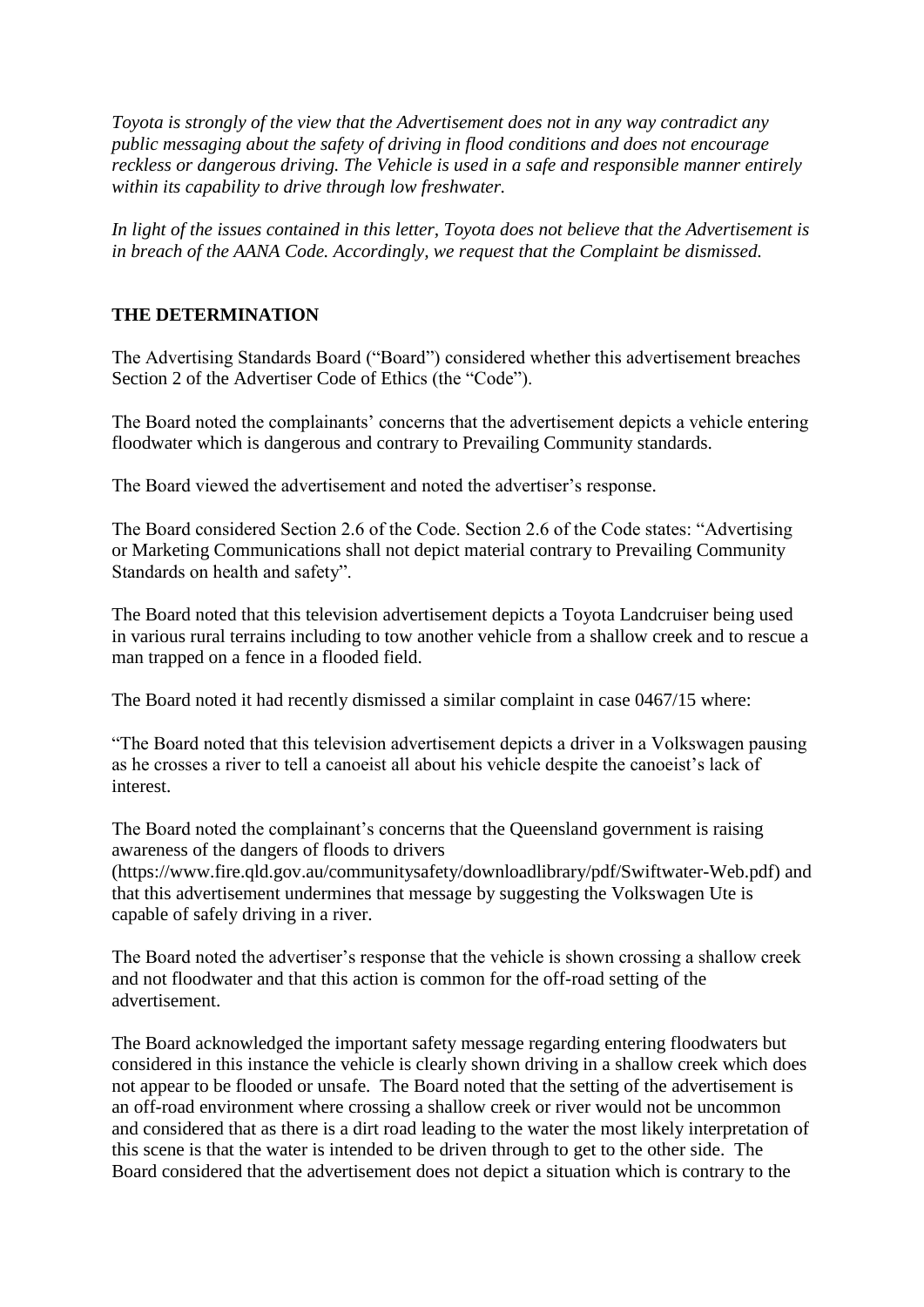*Toyota is strongly of the view that the Advertisement does not in any way contradict any public messaging about the safety of driving in flood conditions and does not encourage reckless or dangerous driving. The Vehicle is used in a safe and responsible manner entirely within its capability to drive through low freshwater.*

*In light of the issues contained in this letter, Toyota does not believe that the Advertisement is in breach of the AANA Code. Accordingly, we request that the Complaint be dismissed.*

**THE DETERMINATION**

The Advertising Standards Board ("Board") considered whether this advertisement breaches Section 2 of the Advertiser Code of Ethics (the "Code").

The Board noted the complainants' concerns that the advertisement depicts a vehicle entering floodwater which is dangerous and contrary to Prevailing Community standards.

The Board viewed the advertisement and noted the advertiser's response.

The Board considered Section 2.6 of the Code. Section 2.6 of the Code states: "Advertising or Marketing Communications shall not depict material contrary to Prevailing Community Standards on health and safety".

The Board noted that this television advertisement depicts a Toyota Landcruiser being used in various rural terrains including to tow another vehicle from a shallow creek and to rescue a man trapped on a fence in a flooded field.

The Board noted it had recently dismissed a similar complaint in case 0467/15 where:

"The Board noted that this television advertisement depicts a driver in a Volkswagen pausing as he crosses a river to tell a canoeist all about his vehicle despite the canoeist's lack of interest.

The Board noted the complainant's concerns that the Queensland government is raising awareness of the dangers of floods to drivers (https://www.fire.qld.gov.au/communitysafety/downloadlibrary/pdf/Swiftwater-Web.pdf) and that this advertisement undermines that message by suggesting the Volkswagen Ute is capable of safely driving in a river.

The Board noted the advertiser's response that the vehicle is shown crossing a shallow creek and not floodwater and that this action is common for the off-road setting of the advertisement.

The Board acknowledged the important safety message regarding entering floodwaters but considered in this instance the vehicle is clearly shown driving in a shallow creek which does not appear to be flooded or unsafe. The Board noted that the setting of the advertisement is an off-road environment where crossing a shallow creek or river would not be uncommon and considered that as there is a dirt road leading to the water the most likely interpretation of this scene is that the water is intended to be driven through to get to the other side. The Board considered that the advertisement does not depict a situation which is contrary to the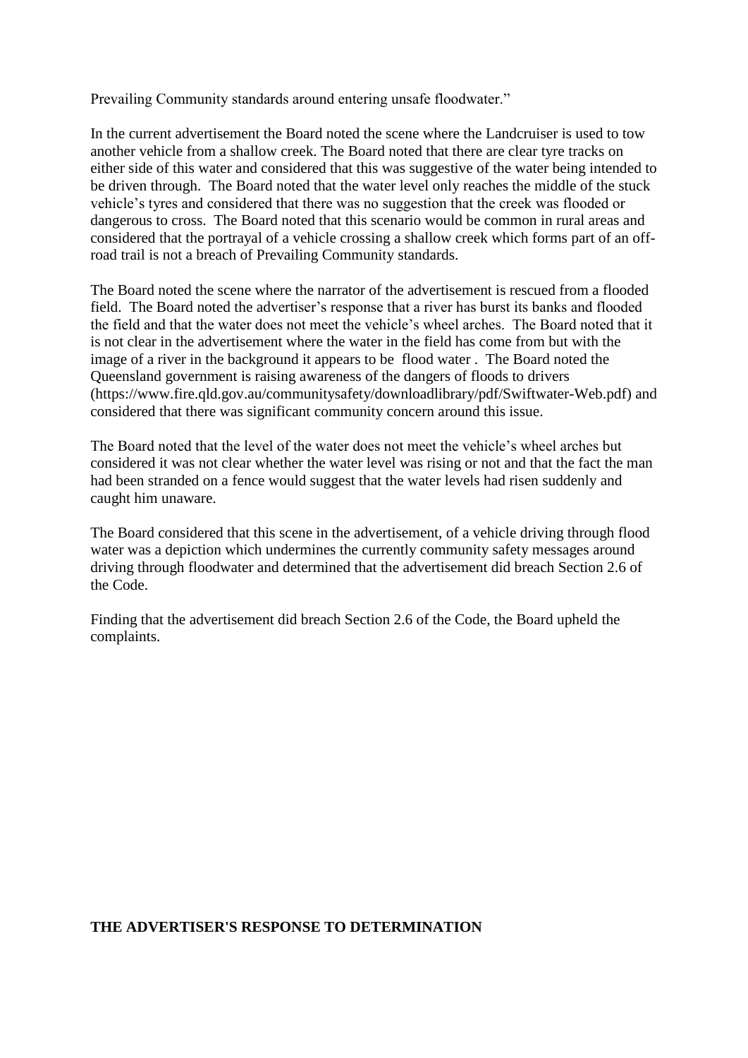Prevailing Community standards around entering unsafe floodwater."

In the current advertisement the Board noted the scene where the Landcruiser is used to tow another vehicle from a shallow creek. The Board noted that there are clear tyre tracks on either side of this water and considered that this was suggestive of the water being intended to be driven through. The Board noted that the water level only reaches the middle of the stuck vehicle's tyres and considered that there was no suggestion that the creek was flooded or dangerous to cross. The Board noted that this scenario would be common in rural areas and considered that the portrayal of a vehicle crossing a shallow creek which forms part of an off-road trail is not a breach of Prevailing Community standards.

The Board noted the scene where the narrator of the advertisement is rescued from a flooded field. The Board noted the advertiser's response that a river has burst its banks and flooded the field and that the water does not meet the vehicle's wheel arches. The Board noted that it is not clear in the advertisement where the water in the field has come from but with the image of a river in the background it appears to be flood water . The Board noted the Queensland government is raising awareness of the dangers of floods to drivers (https://www.fire.qld.gov.au/communitysafety/downloadlibrary/pdf/Swiftwater-Web.pdf) and considered that there was significant community concern around this issue.

The Board noted that the level of the water does not meet the vehicle's wheel arches but considered it was not clear whether the water level was rising or not and that the fact the man had been stranded on a fence would suggest that the water levels had risen suddenly and caught him unaware.

The Board considered that this scene in the advertisement, of a vehicle driving through flood water was a depiction which undermines the currently community safety messages around driving through floodwater and determined that the advertisement did breach Section 2.6 of the Code.

Finding that the advertisement did breach Section 2.6 of the Code, the Board upheld the complaints.

**THE ADVERTISER'S RESPONSE TO DETERMINATION**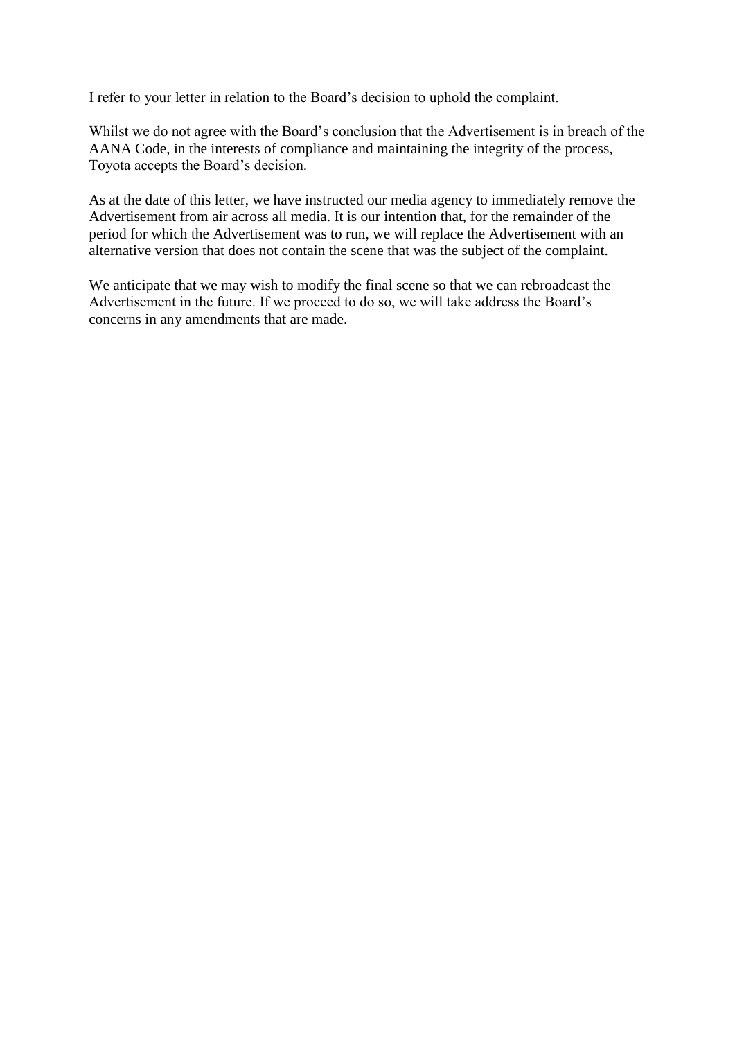I refer to your letter in relation to the Board's decision to uphold the complaint.

Whilst we do not agree with the Board's conclusion that the Advertisement is in breach of the AANA Code, in the interests of compliance and maintaining the integrity of the process, Toyota accepts the Board's decision.

As at the date of this letter, we have instructed our media agency to immediately remove the Advertisement from air across all media. It is our intention that, for the remainder of the period for which the Advertisement was to run, we will replace the Advertisement with an alternative version that does not contain the scene that was the subject of the complaint.

We anticipate that we may wish to modify the final scene so that we can rebroadcast the Advertisement in the future. If we proceed to do so, we will take address the Board's concerns in any amendments that are made.